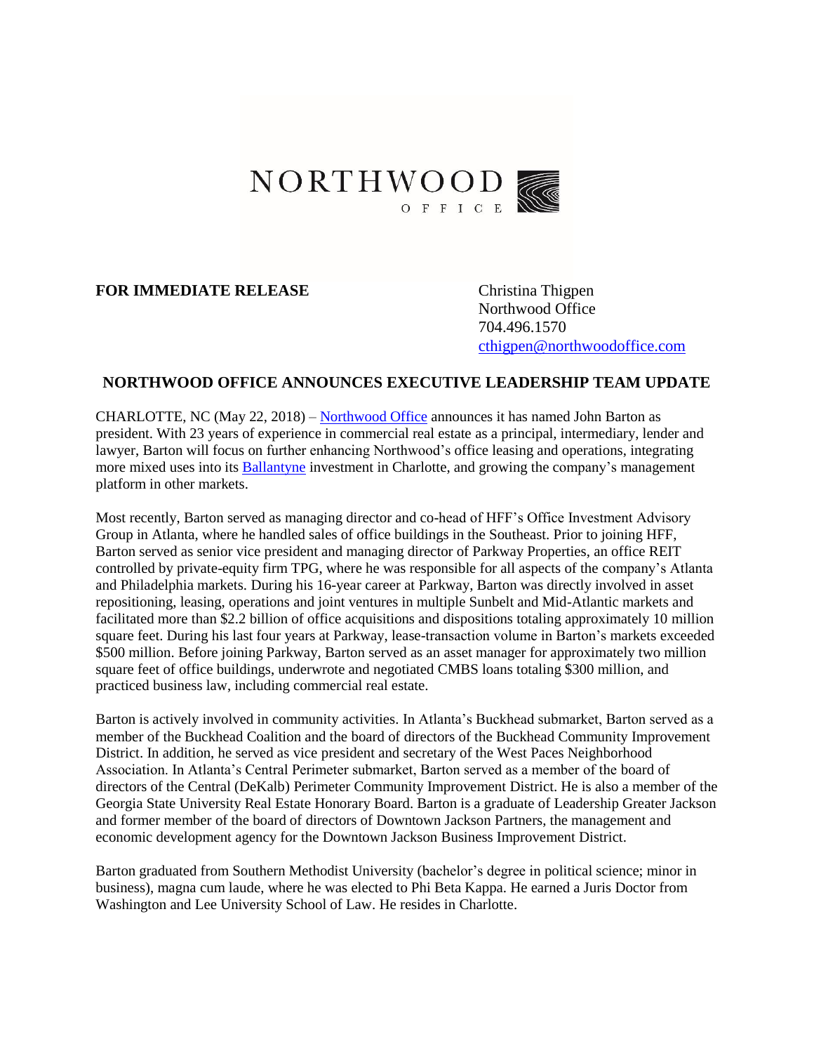NORTHWOOD
OFFICE

**FOR IMMEDIATE RELEASE**

Christina Thigpen
Northwood Office
704.496.1570
cthigpen@northwoodoffice.com

## NORTHWOOD OFFICE ANNOUNCES EXECUTIVE LEADERSHIP TEAM UPDATE

CHARLOTTE, NC (May 22, 2018) – Northwood Office announces it has named John Barton as president. With 23 years of experience in commercial real estate as a principal, intermediary, lender and lawyer, Barton will focus on further enhancing Northwood's office leasing and operations, integrating more mixed uses into its Ballantyne investment in Charlotte, and growing the company's management platform in other markets.

Most recently, Barton served as managing director and co-head of HFF's Office Investment Advisory Group in Atlanta, where he handled sales of office buildings in the Southeast. Prior to joining HFF, Barton served as senior vice president and managing director of Parkway Properties, an office REIT controlled by private-equity firm TPG, where he was responsible for all aspects of the company's Atlanta and Philadelphia markets. During his 16-year career at Parkway, Barton was directly involved in asset repositioning, leasing, operations and joint ventures in multiple Sunbelt and Mid-Atlantic markets and facilitated more than $2.2 billion of office acquisitions and dispositions totaling approximately 10 million square feet. During his last four years at Parkway, lease-transaction volume in Barton's markets exceeded $500 million. Before joining Parkway, Barton served as an asset manager for approximately two million square feet of office buildings, underwrote and negotiated CMBS loans totaling $300 million, and practiced business law, including commercial real estate.

Barton is actively involved in community activities. In Atlanta's Buckhead submarket, Barton served as a member of the Buckhead Coalition and the board of directors of the Buckhead Community Improvement District. In addition, he served as vice president and secretary of the West Paces Neighborhood Association. In Atlanta's Central Perimeter submarket, Barton served as a member of the board of directors of the Central (DeKalb) Perimeter Community Improvement District. He is also a member of the Georgia State University Real Estate Honorary Board. Barton is a graduate of Leadership Greater Jackson and former member of the board of directors of Downtown Jackson Partners, the management and economic development agency for the Downtown Jackson Business Improvement District.

Barton graduated from Southern Methodist University (bachelor's degree in political science; minor in business), magna cum laude, where he was elected to Phi Beta Kappa. He earned a Juris Doctor from Washington and Lee University School of Law. He resides in Charlotte.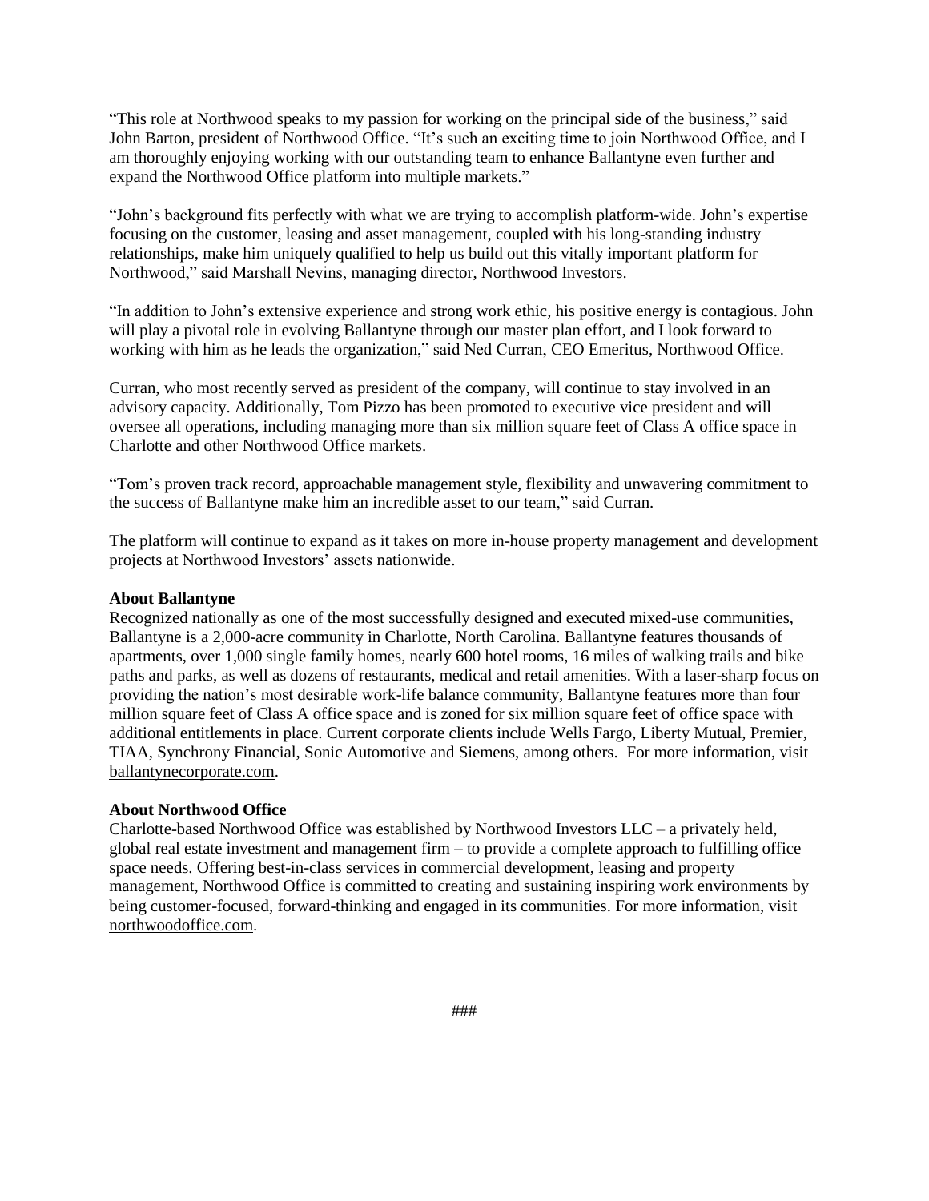"This role at Northwood speaks to my passion for working on the principal side of the business," said John Barton, president of Northwood Office. "It's such an exciting time to join Northwood Office, and I am thoroughly enjoying working with our outstanding team to enhance Ballantyne even further and expand the Northwood Office platform into multiple markets."

"John's background fits perfectly with what we are trying to accomplish platform-wide. John's expertise focusing on the customer, leasing and asset management, coupled with his long-standing industry relationships, make him uniquely qualified to help us build out this vitally important platform for Northwood," said Marshall Nevins, managing director, Northwood Investors.

"In addition to John's extensive experience and strong work ethic, his positive energy is contagious. John will play a pivotal role in evolving Ballantyne through our master plan effort, and I look forward to working with him as he leads the organization," said Ned Curran, CEO Emeritus, Northwood Office.

Curran, who most recently served as president of the company, will continue to stay involved in an advisory capacity. Additionally, Tom Pizzo has been promoted to executive vice president and will oversee all operations, including managing more than six million square feet of Class A office space in Charlotte and other Northwood Office markets.

"Tom's proven track record, approachable management style, flexibility and unwavering commitment to the success of Ballantyne make him an incredible asset to our team," said Curran.

The platform will continue to expand as it takes on more in-house property management and development projects at Northwood Investors' assets nationwide.

**About Ballantyne**
Recognized nationally as one of the most successfully designed and executed mixed-use communities, Ballantyne is a 2,000-acre community in Charlotte, North Carolina. Ballantyne features thousands of apartments, over 1,000 single family homes, nearly 600 hotel rooms, 16 miles of walking trails and bike paths and parks, as well as dozens of restaurants, medical and retail amenities. With a laser-sharp focus on providing the nation's most desirable work-life balance community, Ballantyne features more than four million square feet of Class A office space and is zoned for six million square feet of office space with additional entitlements in place. Current corporate clients include Wells Fargo, Liberty Mutual, Premier, TIAA, Synchrony Financial, Sonic Automotive and Siemens, among others. For more information, visit ballantynecorporate.com.

**About Northwood Office**
Charlotte-based Northwood Office was established by Northwood Investors LLC – a privately held, global real estate investment and management firm – to provide a complete approach to fulfilling office space needs. Offering best-in-class services in commercial development, leasing and property management, Northwood Office is committed to creating and sustaining inspiring work environments by being customer-focused, forward-thinking and engaged in its communities. For more information, visit northwoodoffice.com.

###